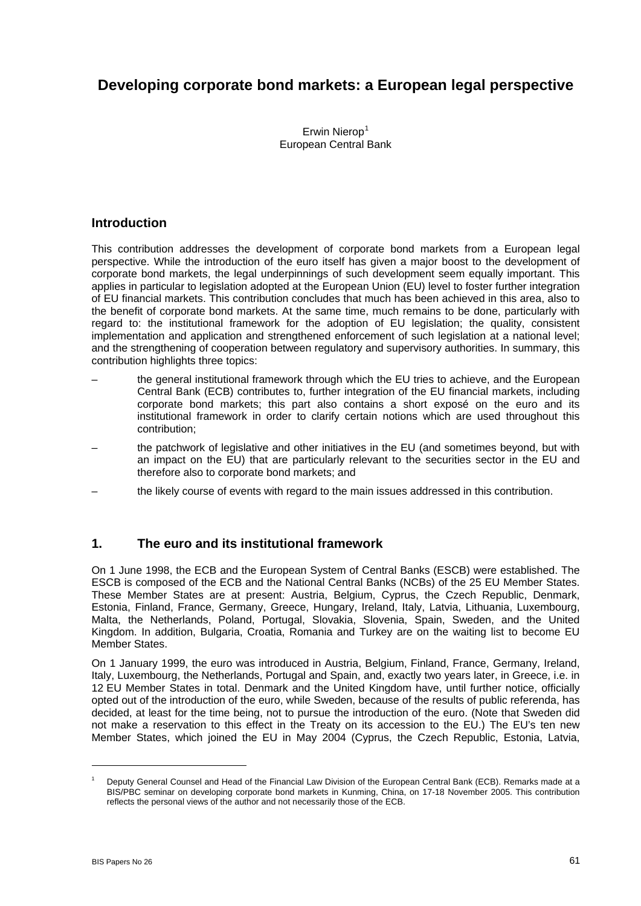# Developing corporate bond markets: a European legal perspective

Erwin Nierop[1]
European Central Bank

## Introduction

This contribution addresses the development of corporate bond markets from a European legal perspective. While the introduction of the euro itself has given a major boost to the development of corporate bond markets, the legal underpinnings of such development seem equally important. This applies in particular to legislation adopted at the European Union (EU) level to foster further integration of EU financial markets. This contribution concludes that much has been achieved in this area, also to the benefit of corporate bond markets. At the same time, much remains to be done, particularly with regard to: the institutional framework for the adoption of EU legislation; the quality, consistent implementation and application and strengthened enforcement of such legislation at a national level; and the strengthening of cooperation between regulatory and supervisory authorities. In summary, this contribution highlights three topics:

– the general institutional framework through which the EU tries to achieve, and the European Central Bank (ECB) contributes to, further integration of the EU financial markets, including corporate bond markets; this part also contains a short exposé on the euro and its institutional framework in order to clarify certain notions which are used throughout this contribution;

– the patchwork of legislative and other initiatives in the EU (and sometimes beyond, but with an impact on the EU) that are particularly relevant to the securities sector in the EU and therefore also to corporate bond markets; and

– the likely course of events with regard to the main issues addressed in this contribution.

## 1. The euro and its institutional framework

On 1 June 1998, the ECB and the European System of Central Banks (ESCB) were established. The ESCB is composed of the ECB and the National Central Banks (NCBs) of the 25 EU Member States. These Member States are at present: Austria, Belgium, Cyprus, the Czech Republic, Denmark, Estonia, Finland, France, Germany, Greece, Hungary, Ireland, Italy, Latvia, Lithuania, Luxembourg, Malta, the Netherlands, Poland, Portugal, Slovakia, Slovenia, Spain, Sweden, and the United Kingdom. In addition, Bulgaria, Croatia, Romania and Turkey are on the waiting list to become EU Member States.

On 1 January 1999, the euro was introduced in Austria, Belgium, Finland, France, Germany, Ireland, Italy, Luxembourg, the Netherlands, Portugal and Spain, and, exactly two years later, in Greece, i.e. in 12 EU Member States in total. Denmark and the United Kingdom have, until further notice, officially opted out of the introduction of the euro, while Sweden, because of the results of public referenda, has decided, at least for the time being, not to pursue the introduction of the euro. (Note that Sweden did not make a reservation to this effect in the Treaty on its accession to the EU.) The EU's ten new Member States, which joined the EU in May 2004 (Cyprus, the Czech Republic, Estonia, Latvia,

[1] Deputy General Counsel and Head of the Financial Law Division of the European Central Bank (ECB). Remarks made at a BIS/PBC seminar on developing corporate bond markets in Kunming, China, on 17-18 November 2005. This contribution reflects the personal views of the author and not necessarily those of the ECB.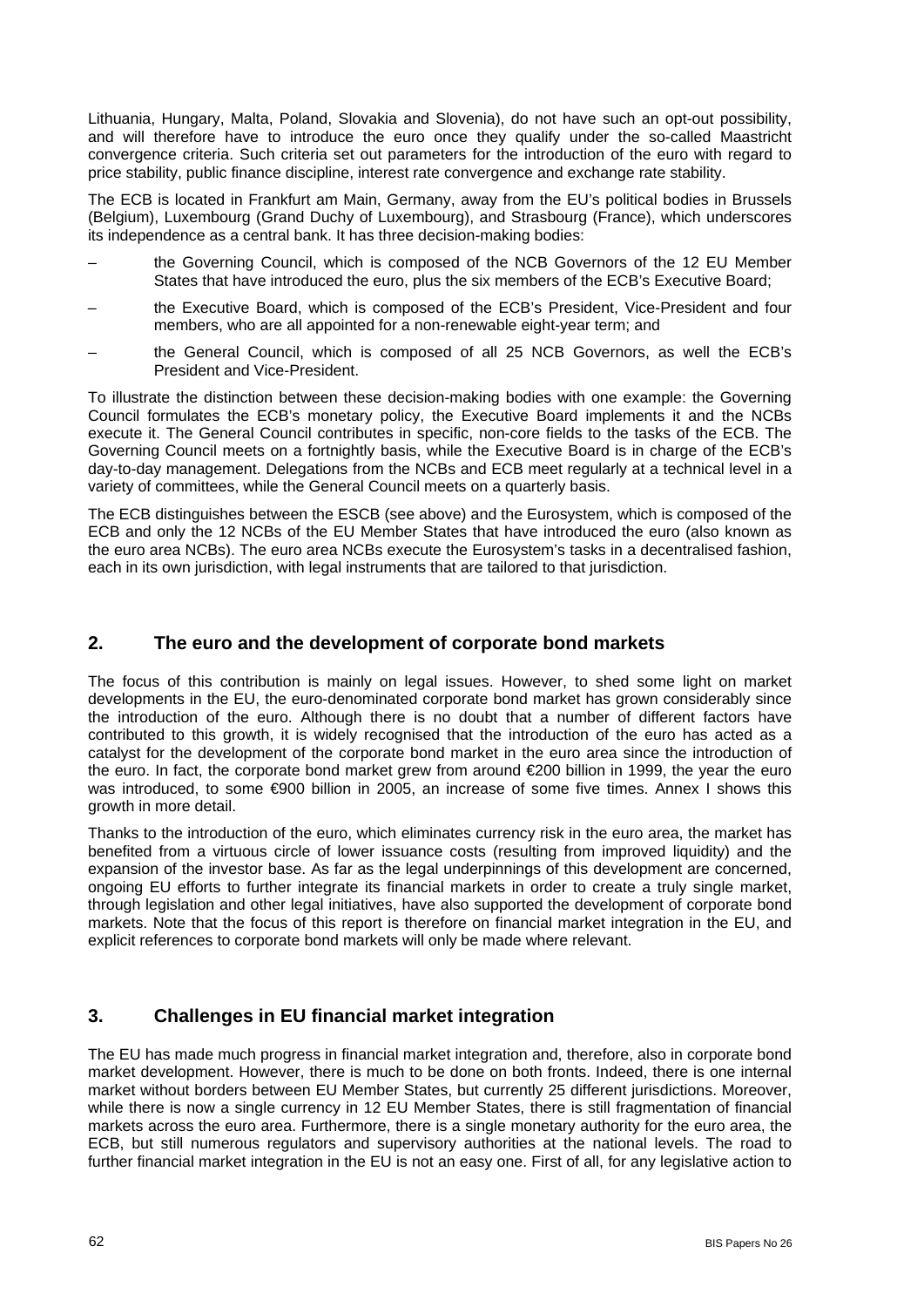Lithuania, Hungary, Malta, Poland, Slovakia and Slovenia), do not have such an opt-out possibility, and will therefore have to introduce the euro once they qualify under the so-called Maastricht convergence criteria. Such criteria set out parameters for the introduction of the euro with regard to price stability, public finance discipline, interest rate convergence and exchange rate stability.

The ECB is located in Frankfurt am Main, Germany, away from the EU's political bodies in Brussels (Belgium), Luxembourg (Grand Duchy of Luxembourg), and Strasbourg (France), which underscores its independence as a central bank. It has three decision-making bodies:

– the Governing Council, which is composed of the NCB Governors of the 12 EU Member States that have introduced the euro, plus the six members of the ECB's Executive Board;

– the Executive Board, which is composed of the ECB's President, Vice-President and four members, who are all appointed for a non-renewable eight-year term; and

– the General Council, which is composed of all 25 NCB Governors, as well the ECB's President and Vice-President.

To illustrate the distinction between these decision-making bodies with one example: the Governing Council formulates the ECB's monetary policy, the Executive Board implements it and the NCBs execute it. The General Council contributes in specific, non-core fields to the tasks of the ECB. The Governing Council meets on a fortnightly basis, while the Executive Board is in charge of the ECB's day-to-day management. Delegations from the NCBs and ECB meet regularly at a technical level in a variety of committees, while the General Council meets on a quarterly basis.

The ECB distinguishes between the ESCB (see above) and the Eurosystem, which is composed of the ECB and only the 12 NCBs of the EU Member States that have introduced the euro (also known as the euro area NCBs). The euro area NCBs execute the Eurosystem's tasks in a decentralised fashion, each in its own jurisdiction, with legal instruments that are tailored to that jurisdiction.

## 2. The euro and the development of corporate bond markets

The focus of this contribution is mainly on legal issues. However, to shed some light on market developments in the EU, the euro-denominated corporate bond market has grown considerably since the introduction of the euro. Although there is no doubt that a number of different factors have contributed to this growth, it is widely recognised that the introduction of the euro has acted as a catalyst for the development of the corporate bond market in the euro area since the introduction of the euro. In fact, the corporate bond market grew from around €200 billion in 1999, the year the euro was introduced, to some €900 billion in 2005, an increase of some five times. Annex I shows this growth in more detail.

Thanks to the introduction of the euro, which eliminates currency risk in the euro area, the market has benefited from a virtuous circle of lower issuance costs (resulting from improved liquidity) and the expansion of the investor base. As far as the legal underpinnings of this development are concerned, ongoing EU efforts to further integrate its financial markets in order to create a truly single market, through legislation and other legal initiatives, have also supported the development of corporate bond markets. Note that the focus of this report is therefore on financial market integration in the EU, and explicit references to corporate bond markets will only be made where relevant.

## 3. Challenges in EU financial market integration

The EU has made much progress in financial market integration and, therefore, also in corporate bond market development. However, there is much to be done on both fronts. Indeed, there is one internal market without borders between EU Member States, but currently 25 different jurisdictions. Moreover, while there is now a single currency in 12 EU Member States, there is still fragmentation of financial markets across the euro area. Furthermore, there is a single monetary authority for the euro area, the ECB, but still numerous regulators and supervisory authorities at the national levels. The road to further financial market integration in the EU is not an easy one. First of all, for any legislative action to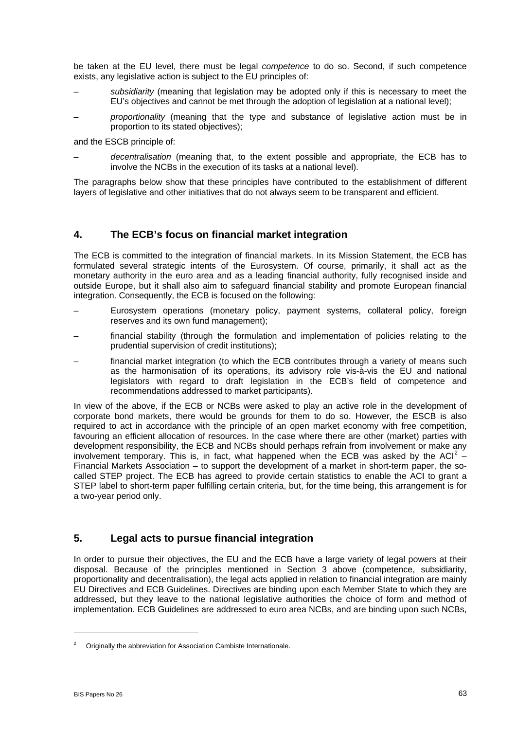be taken at the EU level, there must be legal *competence* to do so. Second, if such competence exists, any legislative action is subject to the EU principles of:

– *subsidiarity* (meaning that legislation may be adopted only if this is necessary to meet the EU's objectives and cannot be met through the adoption of legislation at a national level);

– *proportionality* (meaning that the type and substance of legislative action must be in proportion to its stated objectives);

and the ESCB principle of:

– *decentralisation* (meaning that, to the extent possible and appropriate, the ECB has to involve the NCBs in the execution of its tasks at a national level).

The paragraphs below show that these principles have contributed to the establishment of different layers of legislative and other initiatives that do not always seem to be transparent and efficient.

## 4. The ECB's focus on financial market integration

The ECB is committed to the integration of financial markets. In its Mission Statement, the ECB has formulated several strategic intents of the Eurosystem. Of course, primarily, it shall act as the monetary authority in the euro area and as a leading financial authority, fully recognised inside and outside Europe, but it shall also aim to safeguard financial stability and promote European financial integration. Consequently, the ECB is focused on the following:

– Eurosystem operations (monetary policy, payment systems, collateral policy, foreign reserves and its own fund management);

– financial stability (through the formulation and implementation of policies relating to the prudential supervision of credit institutions);

– financial market integration (to which the ECB contributes through a variety of means such as the harmonisation of its operations, its advisory role vis-à-vis the EU and national legislators with regard to draft legislation in the ECB's field of competence and recommendations addressed to market participants).

In view of the above, if the ECB or NCBs were asked to play an active role in the development of corporate bond markets, there would be grounds for them to do so. However, the ESCB is also required to act in accordance with the principle of an open market economy with free competition, favouring an efficient allocation of resources. In the case where there are other (market) parties with development responsibility, the ECB and NCBs should perhaps refrain from involvement or make any involvement temporary. This is, in fact, what happened when the ECB was asked by the ACI[2] – Financial Markets Association – to support the development of a market in short-term paper, the so-called STEP project. The ECB has agreed to provide certain statistics to enable the ACI to grant a STEP label to short-term paper fulfilling certain criteria, but, for the time being, this arrangement is for a two-year period only.

## 5. Legal acts to pursue financial integration

In order to pursue their objectives, the EU and the ECB have a large variety of legal powers at their disposal. Because of the principles mentioned in Section 3 above (competence, subsidiarity, proportionality and decentralisation), the legal acts applied in relation to financial integration are mainly EU Directives and ECB Guidelines. Directives are binding upon each Member State to which they are addressed, but they leave to the national legislative authorities the choice of form and method of implementation. ECB Guidelines are addressed to euro area NCBs, and are binding upon such NCBs,

[2] Originally the abbreviation for Association Cambiste Internationale.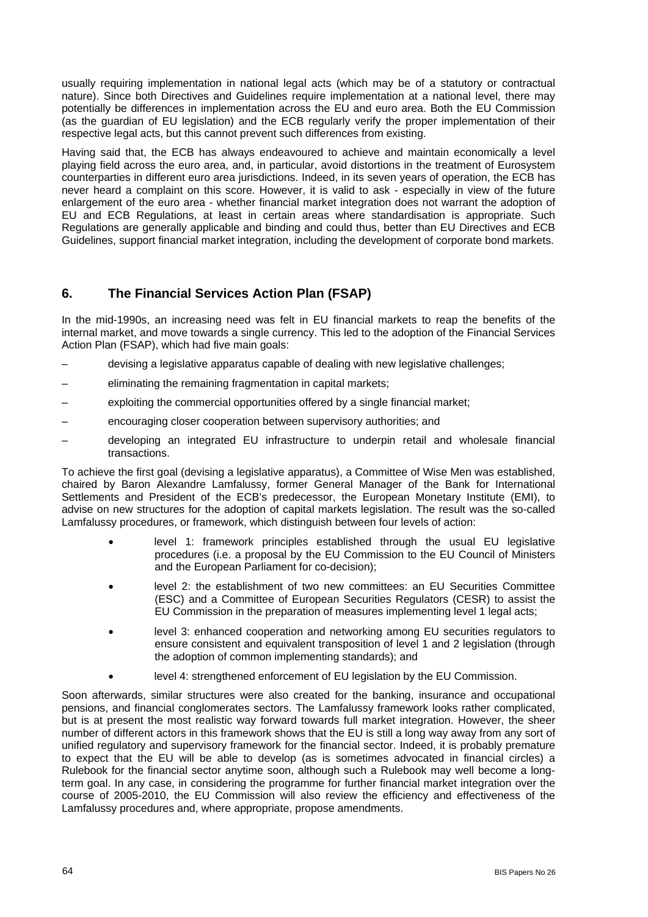usually requiring implementation in national legal acts (which may be of a statutory or contractual nature). Since both Directives and Guidelines require implementation at a national level, there may potentially be differences in implementation across the EU and euro area. Both the EU Commission (as the guardian of EU legislation) and the ECB regularly verify the proper implementation of their respective legal acts, but this cannot prevent such differences from existing.

Having said that, the ECB has always endeavoured to achieve and maintain economically a level playing field across the euro area, and, in particular, avoid distortions in the treatment of Eurosystem counterparties in different euro area jurisdictions. Indeed, in its seven years of operation, the ECB has never heard a complaint on this score. However, it is valid to ask - especially in view of the future enlargement of the euro area - whether financial market integration does not warrant the adoption of EU and ECB Regulations, at least in certain areas where standardisation is appropriate. Such Regulations are generally applicable and binding and could thus, better than EU Directives and ECB Guidelines, support financial market integration, including the development of corporate bond markets.

## 6. The Financial Services Action Plan (FSAP)

In the mid-1990s, an increasing need was felt in EU financial markets to reap the benefits of the internal market, and move towards a single currency. This led to the adoption of the Financial Services Action Plan (FSAP), which had five main goals:

- devising a legislative apparatus capable of dealing with new legislative challenges;
- eliminating the remaining fragmentation in capital markets;
- exploiting the commercial opportunities offered by a single financial market;
- encouraging closer cooperation between supervisory authorities; and
- developing an integrated EU infrastructure to underpin retail and wholesale financial transactions.

To achieve the first goal (devising a legislative apparatus), a Committee of Wise Men was established, chaired by Baron Alexandre Lamfalussy, former General Manager of the Bank for International Settlements and President of the ECB's predecessor, the European Monetary Institute (EMI), to advise on new structures for the adoption of capital markets legislation. The result was the so-called Lamfalussy procedures, or framework, which distinguish between four levels of action:

- level 1: framework principles established through the usual EU legislative procedures (i.e. a proposal by the EU Commission to the EU Council of Ministers and the European Parliament for co-decision);
- level 2: the establishment of two new committees: an EU Securities Committee (ESC) and a Committee of European Securities Regulators (CESR) to assist the EU Commission in the preparation of measures implementing level 1 legal acts;
- level 3: enhanced cooperation and networking among EU securities regulators to ensure consistent and equivalent transposition of level 1 and 2 legislation (through the adoption of common implementing standards); and
- level 4: strengthened enforcement of EU legislation by the EU Commission.

Soon afterwards, similar structures were also created for the banking, insurance and occupational pensions, and financial conglomerates sectors. The Lamfalussy framework looks rather complicated, but is at present the most realistic way forward towards full market integration. However, the sheer number of different actors in this framework shows that the EU is still a long way away from any sort of unified regulatory and supervisory framework for the financial sector. Indeed, it is probably premature to expect that the EU will be able to develop (as is sometimes advocated in financial circles) a Rulebook for the financial sector anytime soon, although such a Rulebook may well become a long-term goal. In any case, in considering the programme for further financial market integration over the course of 2005-2010, the EU Commission will also review the efficiency and effectiveness of the Lamfalussy procedures and, where appropriate, propose amendments.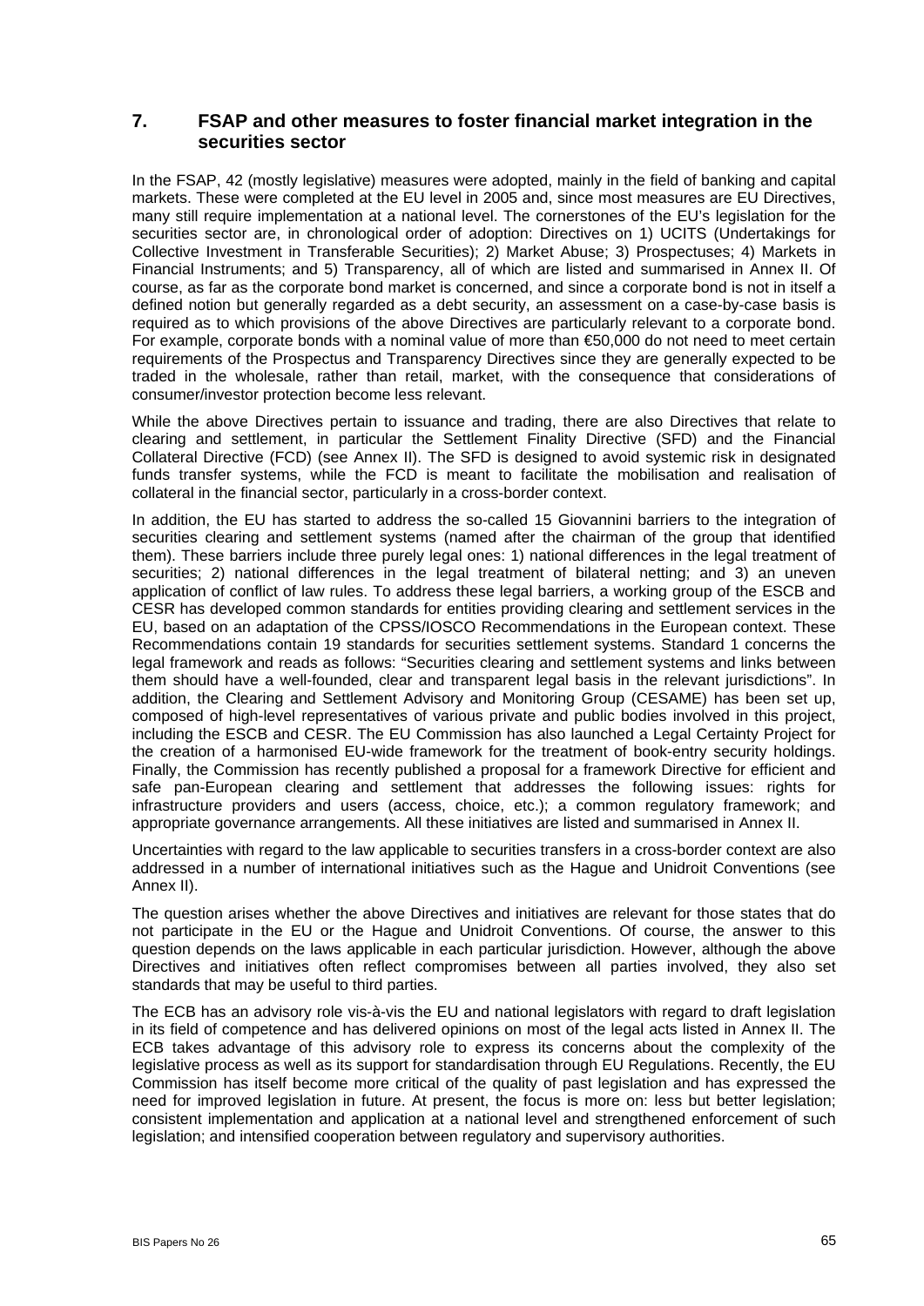## 7. FSAP and other measures to foster financial market integration in the securities sector

In the FSAP, 42 (mostly legislative) measures were adopted, mainly in the field of banking and capital markets. These were completed at the EU level in 2005 and, since most measures are EU Directives, many still require implementation at a national level. The cornerstones of the EU's legislation for the securities sector are, in chronological order of adoption: Directives on 1) UCITS (Undertakings for Collective Investment in Transferable Securities); 2) Market Abuse; 3) Prospectuses; 4) Markets in Financial Instruments; and 5) Transparency, all of which are listed and summarised in Annex II. Of course, as far as the corporate bond market is concerned, and since a corporate bond is not in itself a defined notion but generally regarded as a debt security, an assessment on a case-by-case basis is required as to which provisions of the above Directives are particularly relevant to a corporate bond. For example, corporate bonds with a nominal value of more than €50,000 do not need to meet certain requirements of the Prospectus and Transparency Directives since they are generally expected to be traded in the wholesale, rather than retail, market, with the consequence that considerations of consumer/investor protection become less relevant.

While the above Directives pertain to issuance and trading, there are also Directives that relate to clearing and settlement, in particular the Settlement Finality Directive (SFD) and the Financial Collateral Directive (FCD) (see Annex II). The SFD is designed to avoid systemic risk in designated funds transfer systems, while the FCD is meant to facilitate the mobilisation and realisation of collateral in the financial sector, particularly in a cross-border context.

In addition, the EU has started to address the so-called 15 Giovannini barriers to the integration of securities clearing and settlement systems (named after the chairman of the group that identified them). These barriers include three purely legal ones: 1) national differences in the legal treatment of securities; 2) national differences in the legal treatment of bilateral netting; and 3) an uneven application of conflict of law rules. To address these legal barriers, a working group of the ESCB and CESR has developed common standards for entities providing clearing and settlement services in the EU, based on an adaptation of the CPSS/IOSCO Recommendations in the European context. These Recommendations contain 19 standards for securities settlement systems. Standard 1 concerns the legal framework and reads as follows: "Securities clearing and settlement systems and links between them should have a well-founded, clear and transparent legal basis in the relevant jurisdictions". In addition, the Clearing and Settlement Advisory and Monitoring Group (CESAME) has been set up, composed of high-level representatives of various private and public bodies involved in this project, including the ESCB and CESR. The EU Commission has also launched a Legal Certainty Project for the creation of a harmonised EU-wide framework for the treatment of book-entry security holdings. Finally, the Commission has recently published a proposal for a framework Directive for efficient and safe pan-European clearing and settlement that addresses the following issues: rights for infrastructure providers and users (access, choice, etc.); a common regulatory framework; and appropriate governance arrangements. All these initiatives are listed and summarised in Annex II.

Uncertainties with regard to the law applicable to securities transfers in a cross-border context are also addressed in a number of international initiatives such as the Hague and Unidroit Conventions (see Annex II).

The question arises whether the above Directives and initiatives are relevant for those states that do not participate in the EU or the Hague and Unidroit Conventions. Of course, the answer to this question depends on the laws applicable in each particular jurisdiction. However, although the above Directives and initiatives often reflect compromises between all parties involved, they also set standards that may be useful to third parties.

The ECB has an advisory role vis-à-vis the EU and national legislators with regard to draft legislation in its field of competence and has delivered opinions on most of the legal acts listed in Annex II. The ECB takes advantage of this advisory role to express its concerns about the complexity of the legislative process as well as its support for standardisation through EU Regulations. Recently, the EU Commission has itself become more critical of the quality of past legislation and has expressed the need for improved legislation in future. At present, the focus is more on: less but better legislation; consistent implementation and application at a national level and strengthened enforcement of such legislation; and intensified cooperation between regulatory and supervisory authorities.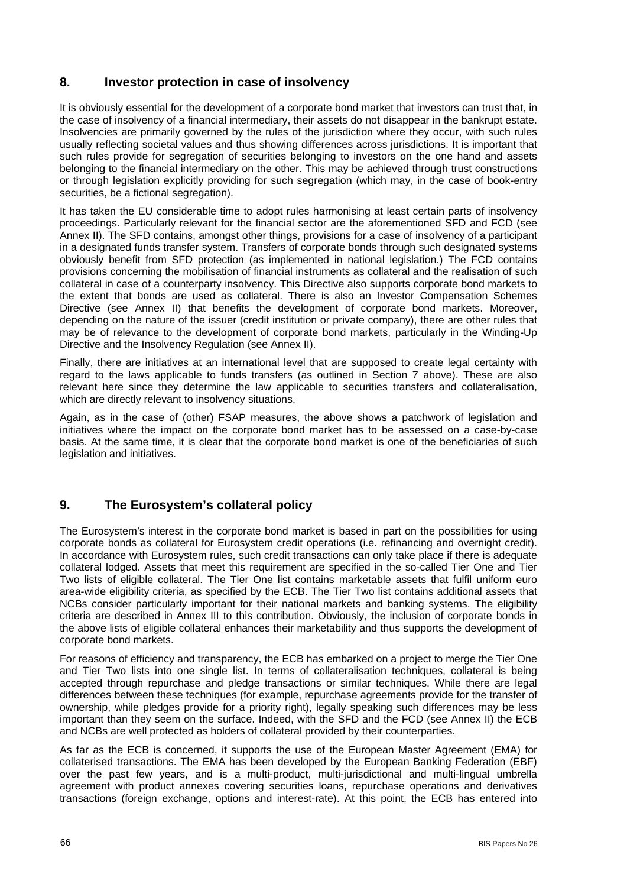## 8. Investor protection in case of insolvency

It is obviously essential for the development of a corporate bond market that investors can trust that, in the case of insolvency of a financial intermediary, their assets do not disappear in the bankrupt estate. Insolvencies are primarily governed by the rules of the jurisdiction where they occur, with such rules usually reflecting societal values and thus showing differences across jurisdictions. It is important that such rules provide for segregation of securities belonging to investors on the one hand and assets belonging to the financial intermediary on the other. This may be achieved through trust constructions or through legislation explicitly providing for such segregation (which may, in the case of book-entry securities, be a fictional segregation).

It has taken the EU considerable time to adopt rules harmonising at least certain parts of insolvency proceedings. Particularly relevant for the financial sector are the aforementioned SFD and FCD (see Annex II). The SFD contains, amongst other things, provisions for a case of insolvency of a participant in a designated funds transfer system. Transfers of corporate bonds through such designated systems obviously benefit from SFD protection (as implemented in national legislation.) The FCD contains provisions concerning the mobilisation of financial instruments as collateral and the realisation of such collateral in case of a counterparty insolvency. This Directive also supports corporate bond markets to the extent that bonds are used as collateral. There is also an Investor Compensation Schemes Directive (see Annex II) that benefits the development of corporate bond markets. Moreover, depending on the nature of the issuer (credit institution or private company), there are other rules that may be of relevance to the development of corporate bond markets, particularly in the Winding-Up Directive and the Insolvency Regulation (see Annex II).

Finally, there are initiatives at an international level that are supposed to create legal certainty with regard to the laws applicable to funds transfers (as outlined in Section 7 above). These are also relevant here since they determine the law applicable to securities transfers and collateralisation, which are directly relevant to insolvency situations.

Again, as in the case of (other) FSAP measures, the above shows a patchwork of legislation and initiatives where the impact on the corporate bond market has to be assessed on a case-by-case basis. At the same time, it is clear that the corporate bond market is one of the beneficiaries of such legislation and initiatives.

## 9. The Eurosystem's collateral policy

The Eurosystem's interest in the corporate bond market is based in part on the possibilities for using corporate bonds as collateral for Eurosystem credit operations (i.e. refinancing and overnight credit). In accordance with Eurosystem rules, such credit transactions can only take place if there is adequate collateral lodged. Assets that meet this requirement are specified in the so-called Tier One and Tier Two lists of eligible collateral. The Tier One list contains marketable assets that fulfil uniform euro area-wide eligibility criteria, as specified by the ECB. The Tier Two list contains additional assets that NCBs consider particularly important for their national markets and banking systems. The eligibility criteria are described in Annex III to this contribution. Obviously, the inclusion of corporate bonds in the above lists of eligible collateral enhances their marketability and thus supports the development of corporate bond markets.

For reasons of efficiency and transparency, the ECB has embarked on a project to merge the Tier One and Tier Two lists into one single list. In terms of collateralisation techniques, collateral is being accepted through repurchase and pledge transactions or similar techniques. While there are legal differences between these techniques (for example, repurchase agreements provide for the transfer of ownership, while pledges provide for a priority right), legally speaking such differences may be less important than they seem on the surface. Indeed, with the SFD and the FCD (see Annex II) the ECB and NCBs are well protected as holders of collateral provided by their counterparties.

As far as the ECB is concerned, it supports the use of the European Master Agreement (EMA) for collaterised transactions. The EMA has been developed by the European Banking Federation (EBF) over the past few years, and is a multi-product, multi-jurisdictional and multi-lingual umbrella agreement with product annexes covering securities loans, repurchase operations and derivatives transactions (foreign exchange, options and interest-rate). At this point, the ECB has entered into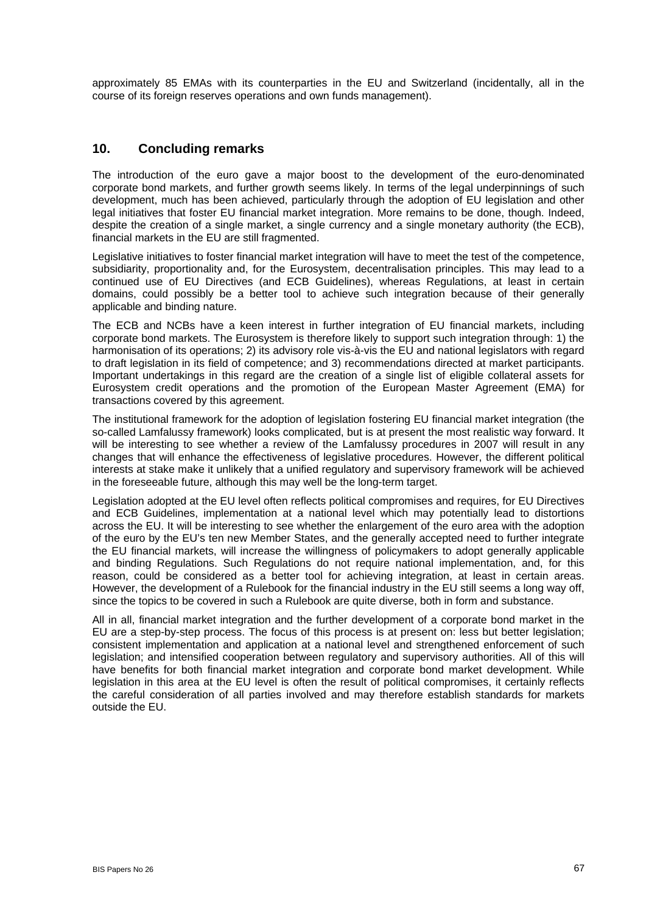approximately 85 EMAs with its counterparties in the EU and Switzerland (incidentally, all in the course of its foreign reserves operations and own funds management).

## 10. Concluding remarks

The introduction of the euro gave a major boost to the development of the euro-denominated corporate bond markets, and further growth seems likely. In terms of the legal underpinnings of such development, much has been achieved, particularly through the adoption of EU legislation and other legal initiatives that foster EU financial market integration. More remains to be done, though. Indeed, despite the creation of a single market, a single currency and a single monetary authority (the ECB), financial markets in the EU are still fragmented.

Legislative initiatives to foster financial market integration will have to meet the test of the competence, subsidiarity, proportionality and, for the Eurosystem, decentralisation principles. This may lead to a continued use of EU Directives (and ECB Guidelines), whereas Regulations, at least in certain domains, could possibly be a better tool to achieve such integration because of their generally applicable and binding nature.

The ECB and NCBs have a keen interest in further integration of EU financial markets, including corporate bond markets. The Eurosystem is therefore likely to support such integration through: 1) the harmonisation of its operations; 2) its advisory role vis-à-vis the EU and national legislators with regard to draft legislation in its field of competence; and 3) recommendations directed at market participants. Important undertakings in this regard are the creation of a single list of eligible collateral assets for Eurosystem credit operations and the promotion of the European Master Agreement (EMA) for transactions covered by this agreement.

The institutional framework for the adoption of legislation fostering EU financial market integration (the so-called Lamfalussy framework) looks complicated, but is at present the most realistic way forward. It will be interesting to see whether a review of the Lamfalussy procedures in 2007 will result in any changes that will enhance the effectiveness of legislative procedures. However, the different political interests at stake make it unlikely that a unified regulatory and supervisory framework will be achieved in the foreseeable future, although this may well be the long-term target.

Legislation adopted at the EU level often reflects political compromises and requires, for EU Directives and ECB Guidelines, implementation at a national level which may potentially lead to distortions across the EU. It will be interesting to see whether the enlargement of the euro area with the adoption of the euro by the EU's ten new Member States, and the generally accepted need to further integrate the EU financial markets, will increase the willingness of policymakers to adopt generally applicable and binding Regulations. Such Regulations do not require national implementation, and, for this reason, could be considered as a better tool for achieving integration, at least in certain areas. However, the development of a Rulebook for the financial industry in the EU still seems a long way off, since the topics to be covered in such a Rulebook are quite diverse, both in form and substance.

All in all, financial market integration and the further development of a corporate bond market in the EU are a step-by-step process. The focus of this process is at present on: less but better legislation; consistent implementation and application at a national level and strengthened enforcement of such legislation; and intensified cooperation between regulatory and supervisory authorities. All of this will have benefits for both financial market integration and corporate bond market development. While legislation in this area at the EU level is often the result of political compromises, it certainly reflects the careful consideration of all parties involved and may therefore establish standards for markets outside the EU.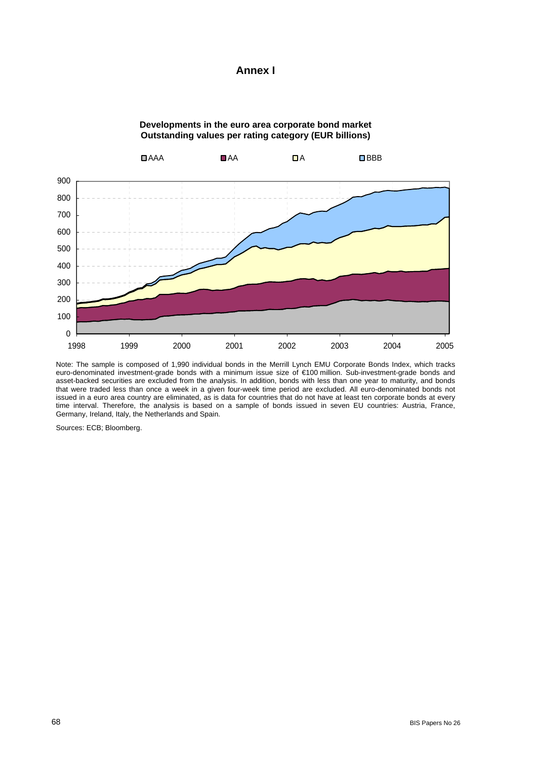# Annex I

**Developments in the euro area corporate bond market**
**Outstanding values per rating category (EUR billions)**

Note: The sample is composed of 1,990 individual bonds in the Merrill Lynch EMU Corporate Bonds Index, which tracks euro-denominated investment-grade bonds with a minimum issue size of €100 million. Sub-investment-grade bonds and asset-backed securities are excluded from the analysis. In addition, bonds with less than one year to maturity, and bonds that were traded less than once a week in a given four-week time period are excluded. All euro-denominated bonds not issued in a euro area country are eliminated, as is data for countries that do not have at least ten corporate bonds at every time interval. Therefore, the analysis is based on a sample of bonds issued in seven EU countries: Austria, France, Germany, Ireland, Italy, the Netherlands and Spain.

Sources: ECB; Bloomberg.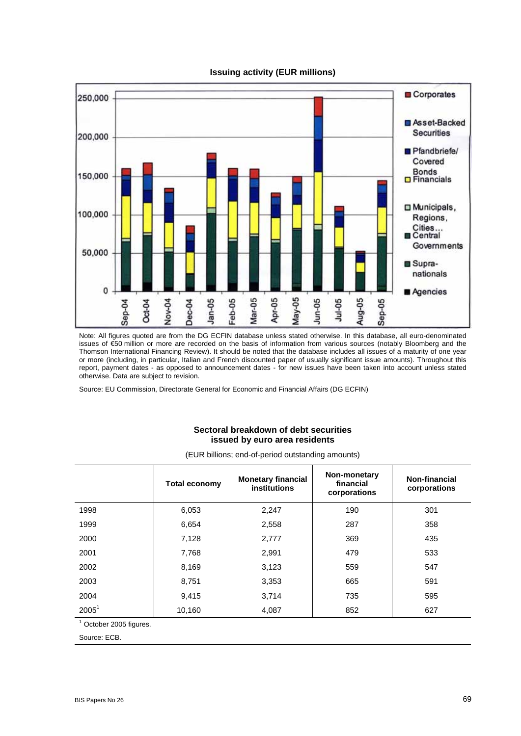**Issuing activity (EUR millions)**

Note: All figures quoted are from the DG ECFIN database unless stated otherwise. In this database, all euro-denominated issues of €50 million or more are recorded on the basis of information from various sources (notably Bloomberg and the Thomson International Financing Review). It should be noted that the database includes all issues of a maturity of one year or more (including, in particular, Italian and French discounted paper of usually significant issue amounts). Throughout this report, payment dates - as opposed to announcement dates - for new issues have been taken into account unless stated otherwise. Data are subject to revision.

Source: EU Commission, Directorate General for Economic and Financial Affairs (DG ECFIN)

**Sectoral breakdown of debt securities issued by euro area residents**

(EUR billions; end-of-period outstanding amounts)

| | Total economy | Monetary financial institutions | Non-monetary financial corporations | Non-financial corporations |
|---|---|---|---|---|
| 1998 | 6,053 | 2,247 | 190 | 301 |
| 1999 | 6,654 | 2,558 | 287 | 358 |
| 2000 | 7,128 | 2,777 | 369 | 435 |
| 2001 | 7,768 | 2,991 | 479 | 533 |
| 2002 | 8,169 | 3,123 | 559 | 547 |
| 2003 | 8,751 | 3,353 | 665 | 591 |
| 2004 | 9,415 | 3,714 | 735 | 595 |
| 2005[1] | 10,160 | 4,087 | 852 | 627 |

[1] October 2005 figures.

Source: ECB.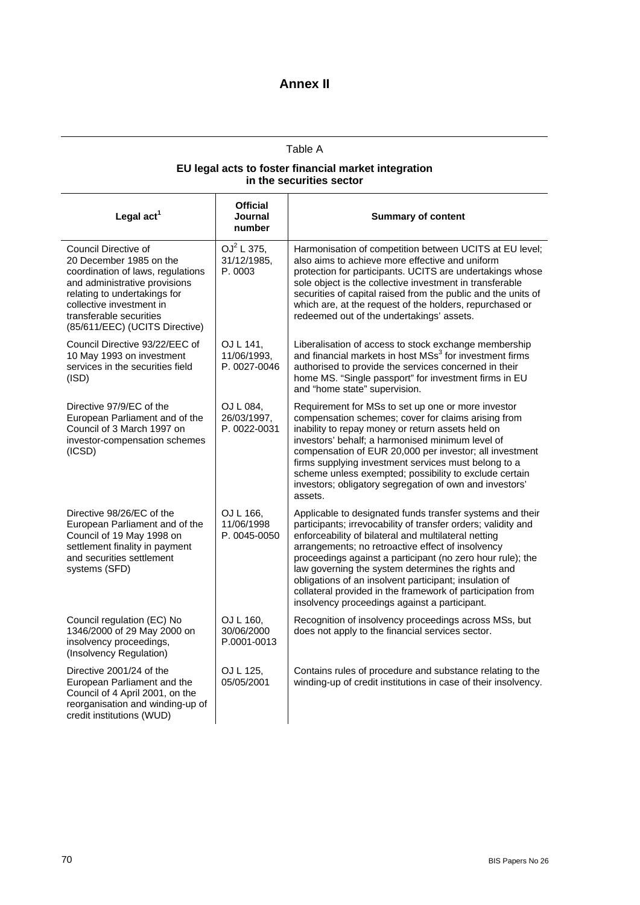# Annex II

Table A

**EU legal acts to foster financial market integration in the securities sector**

| Legal act[1] | Official Journal number | Summary of content |
|---|---|---|
| Council Directive of 20 December 1985 on the coordination of laws, regulations and administrative provisions relating to undertakings for collective investment in transferable securities (85/611/EEC) (UCITS Directive) | OJ[2] L 375, 31/12/1985, P. 0003 | Harmonisation of competition between UCITS at EU level; also aims to achieve more effective and uniform protection for participants. UCITS are undertakings whose sole object is the collective investment in transferable securities of capital raised from the public and the units of which are, at the request of the holders, repurchased or redeemed out of the undertakings' assets. |
| Council Directive 93/22/EEC of 10 May 1993 on investment services in the securities field (ISD) | OJ L 141, 11/06/1993, P. 0027-0046 | Liberalisation of access to stock exchange membership and financial markets in host MSs[3] for investment firms authorised to provide the services concerned in their home MS. "Single passport" for investment firms in EU and "home state" supervision. |
| Directive 97/9/EC of the European Parliament and of the Council of 3 March 1997 on investor-compensation schemes (ICSD) | OJ L 084, 26/03/1997, P. 0022-0031 | Requirement for MSs to set up one or more investor compensation schemes; cover for claims arising from inability to repay money or return assets held on investors' behalf; a harmonised minimum level of compensation of EUR 20,000 per investor; all investment firms supplying investment services must belong to a scheme unless exempted; possibility to exclude certain investors; obligatory segregation of own and investors' assets. |
| Directive 98/26/EC of the European Parliament and of the Council of 19 May 1998 on settlement finality in payment and securities settlement systems (SFD) | OJ L 166, 11/06/1998 P. 0045-0050 | Applicable to designated funds transfer systems and their participants; irrevocability of transfer orders; validity and enforceability of bilateral and multilateral netting arrangements; no retroactive effect of insolvency proceedings against a participant (no zero hour rule); the law governing the system determines the rights and obligations of an insolvent participant; insulation of collateral provided in the framework of participation from insolvency proceedings against a participant. |
| Council regulation (EC) No 1346/2000 of 29 May 2000 on insolvency proceedings, (Insolvency Regulation) | OJ L 160, 30/06/2000 P.0001-0013 | Recognition of insolvency proceedings across MSs, but does not apply to the financial services sector. |
| Directive 2001/24 of the European Parliament and the Council of 4 April 2001, on the reorganisation and winding-up of credit institutions (WUD) | OJ L 125, 05/05/2001 | Contains rules of procedure and substance relating to the winding-up of credit institutions in case of their insolvency. |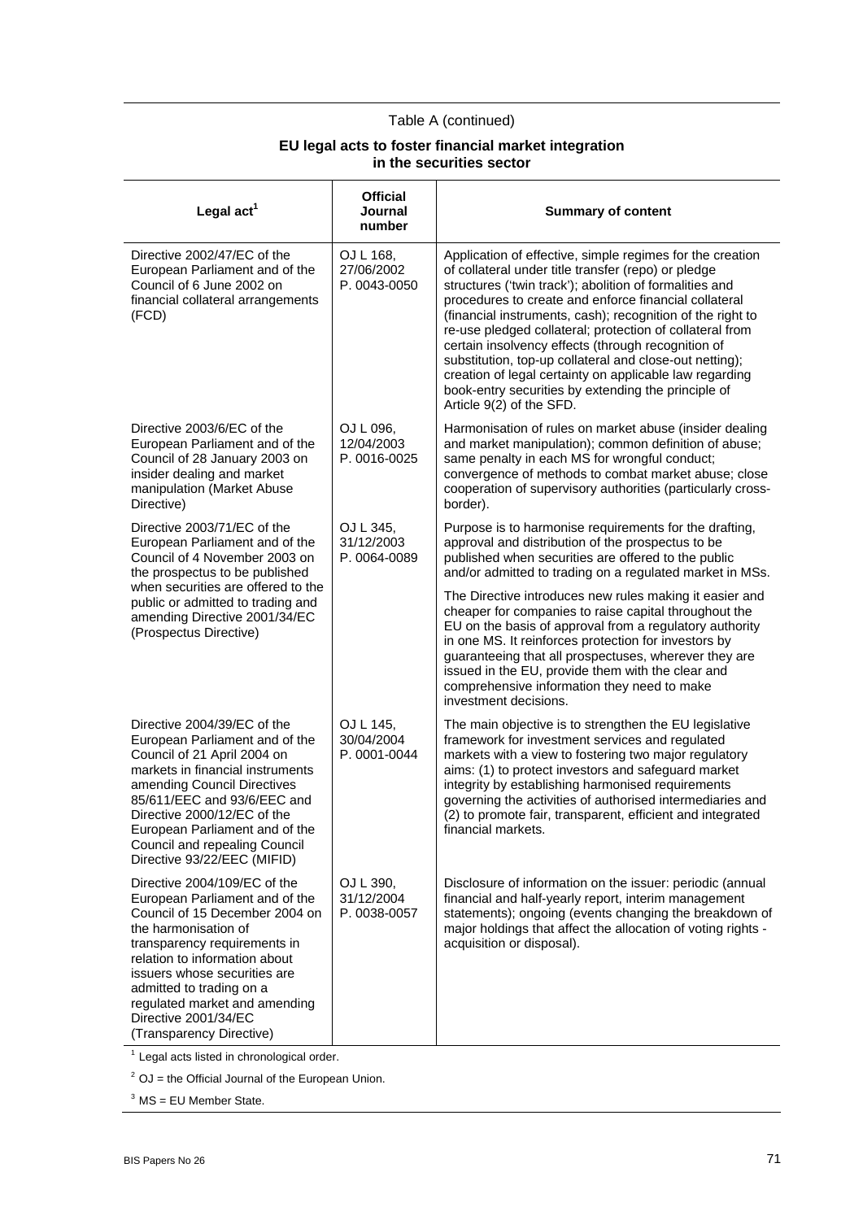Table A (continued)

**EU legal acts to foster financial market integration in the securities sector**

| Legal act[1] | Official Journal number | Summary of content |
|---|---|---|
| Directive 2002/47/EC of the European Parliament and of the Council of 6 June 2002 on financial collateral arrangements (FCD) | OJ L 168, 27/06/2002 P. 0043-0050 | Application of effective, simple regimes for the creation of collateral under title transfer (repo) or pledge structures ('twin track'); abolition of formalities and procedures to create and enforce financial collateral (financial instruments, cash); recognition of the right to re-use pledged collateral; protection of collateral from certain insolvency effects (through recognition of substitution, top-up collateral and close-out netting); creation of legal certainty on applicable law regarding book-entry securities by extending the principle of Article 9(2) of the SFD. |
| Directive 2003/6/EC of the European Parliament and of the Council of 28 January 2003 on insider dealing and market manipulation (Market Abuse Directive) | OJ L 096, 12/04/2003 P. 0016-0025 | Harmonisation of rules on market abuse (insider dealing and market manipulation); common definition of abuse; same penalty in each MS for wrongful conduct; convergence of methods to combat market abuse; close cooperation of supervisory authorities (particularly cross-border). |
| Directive 2003/71/EC of the European Parliament and of the Council of 4 November 2003 on the prospectus to be published when securities are offered to the public or admitted to trading and amending Directive 2001/34/EC (Prospectus Directive) | OJ L 345, 31/12/2003 P. 0064-0089 | Purpose is to harmonise requirements for the drafting, approval and distribution of the prospectus to be published when securities are offered to the public and/or admitted to trading on a regulated market in MSs.<br><br>The Directive introduces new rules making it easier and cheaper for companies to raise capital throughout the EU on the basis of approval from a regulatory authority in one MS. It reinforces protection for investors by guaranteeing that all prospectuses, wherever they are issued in the EU, provide them with the clear and comprehensive information they need to make investment decisions. |
| Directive 2004/39/EC of the European Parliament and of the Council of 21 April 2004 on markets in financial instruments amending Council Directives 85/611/EEC and 93/6/EEC and Directive 2000/12/EC of the European Parliament and of the Council and repealing Council Directive 93/22/EEC (MIFID) | OJ L 145, 30/04/2004 P. 0001-0044 | The main objective is to strengthen the EU legislative framework for investment services and regulated markets with a view to fostering two major regulatory aims: (1) to protect investors and safeguard market integrity by establishing harmonised requirements governing the activities of authorised intermediaries and (2) to promote fair, transparent, efficient and integrated financial markets. |
| Directive 2004/109/EC of the European Parliament and of the Council of 15 December 2004 on the harmonisation of transparency requirements in relation to information about issuers whose securities are admitted to trading on a regulated market and amending Directive 2001/34/EC (Transparency Directive) | OJ L 390, 31/12/2004 P. 0038-0057 | Disclosure of information on the issuer: periodic (annual financial and half-yearly report, interim management statements); ongoing (events changing the breakdown of major holdings that affect the allocation of voting rights - acquisition or disposal). |

[1] Legal acts listed in chronological order.

[2] OJ = the Official Journal of the European Union.

[3] MS = EU Member State.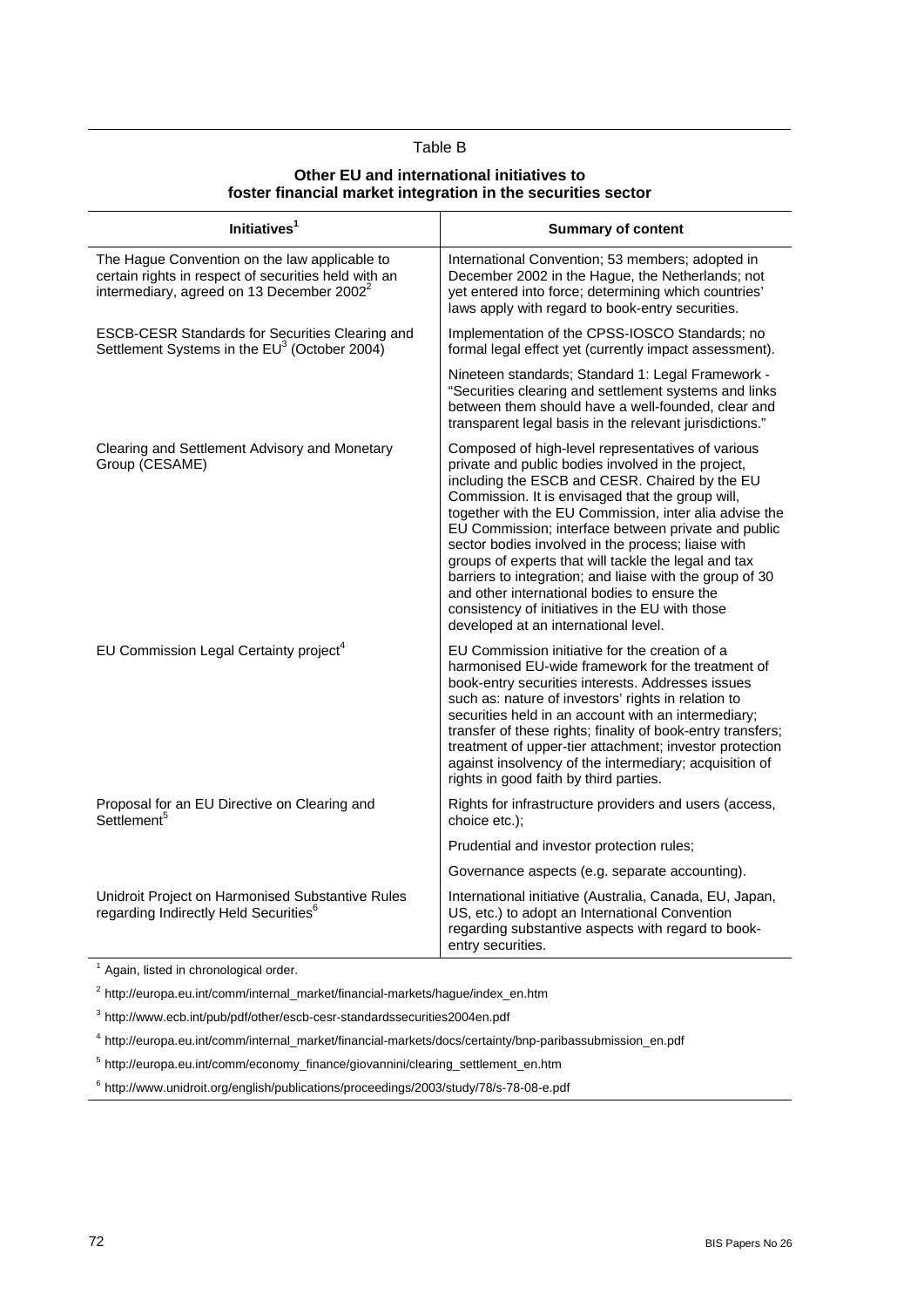Table B

**Other EU and international initiatives to foster financial market integration in the securities sector**

| Initiatives[1] | Summary of content |
|---|---|
| The Hague Convention on the law applicable to certain rights in respect of securities held with an intermediary, agreed on 13 December 2002[2] | International Convention; 53 members; adopted in December 2002 in the Hague, the Netherlands; not yet entered into force; determining which countries' laws apply with regard to book-entry securities. |
| ESCB-CESR Standards for Securities Clearing and Settlement Systems in the EU[3] (October 2004) | Implementation of the CPSS-IOSCO Standards; no formal legal effect yet (currently impact assessment). |
| | Nineteen standards; Standard 1: Legal Framework - "Securities clearing and settlement systems and links between them should have a well-founded, clear and transparent legal basis in the relevant jurisdictions." |
| Clearing and Settlement Advisory and Monetary Group (CESAME) | Composed of high-level representatives of various private and public bodies involved in the project, including the ESCB and CESR. Chaired by the EU Commission. It is envisaged that the group will, together with the EU Commission, inter alia advise the EU Commission; interface between private and public sector bodies involved in the process; liaise with groups of experts that will tackle the legal and tax barriers to integration; and liaise with the group of 30 and other international bodies to ensure the consistency of initiatives in the EU with those developed at an international level. |
| EU Commission Legal Certainty project[4] | EU Commission initiative for the creation of a harmonised EU-wide framework for the treatment of book-entry securities interests. Addresses issues such as: nature of investors' rights in relation to securities held in an account with an intermediary; transfer of these rights; finality of book-entry transfers; treatment of upper-tier attachment; investor protection against insolvency of the intermediary; acquisition of rights in good faith by third parties. |
| Proposal for an EU Directive on Clearing and Settlement[5] | Rights for infrastructure providers and users (access, choice etc.); |
| | Prudential and investor protection rules; |
| | Governance aspects (e.g. separate accounting). |
| Unidroit Project on Harmonised Substantive Rules regarding Indirectly Held Securities[6] | International initiative (Australia, Canada, EU, Japan, US, etc.) to adopt an International Convention regarding substantive aspects with regard to book-entry securities. |

[1] Again, listed in chronological order.

[2] http://europa.eu.int/comm/internal_market/financial-markets/hague/index_en.htm

[3] http://www.ecb.int/pub/pdf/other/escb-cesr-standardssecurities2004en.pdf

[4] http://europa.eu.int/comm/internal_market/financial-markets/docs/certainty/bnp-paribassubmission_en.pdf

[5] http://europa.eu.int/comm/economy_finance/giovannini/clearing_settlement_en.htm

[6] http://www.unidroit.org/english/publications/proceedings/2003/study/78/s-78-08-e.pdf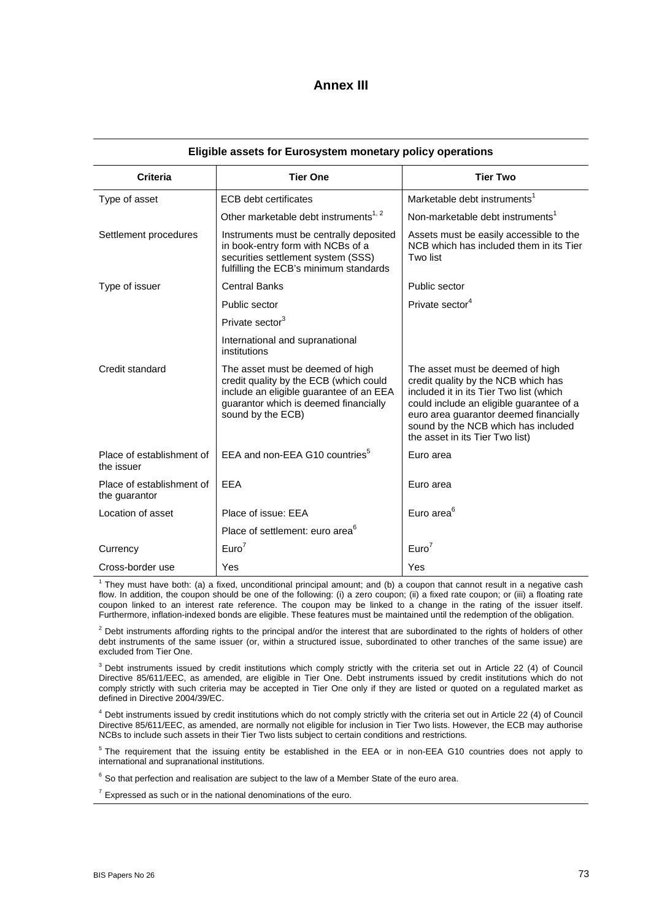# Annex III

**Eligible assets for Eurosystem monetary policy operations**

| Criteria | Tier One | Tier Two |
|---|---|---|
| Type of asset | ECB debt certificates | Marketable debt instruments[1] |
| | Other marketable debt instruments[1, 2] | Non-marketable debt instruments[1] |
| Settlement procedures | Instruments must be centrally deposited in book-entry form with NCBs of a securities settlement system (SSS) fulfilling the ECB's minimum standards | Assets must be easily accessible to the NCB which has included them in its Tier Two list |
| Type of issuer | Central Banks | Public sector |
| | Public sector | Private sector[4] |
| | Private sector[3] | |
| | International and supranational institutions | |
| Credit standard | The asset must be deemed of high credit quality by the ECB (which could include an eligible guarantee of an EEA guarantor which is deemed financially sound by the ECB) | The asset must be deemed of high credit quality by the NCB which has included it in its Tier Two list (which could include an eligible guarantee of a euro area guarantor deemed financially sound by the NCB which has included the asset in its Tier Two list) |
| Place of establishment of the issuer | EEA and non-EEA G10 countries[5] | Euro area |
| Place of establishment of the guarantor | EEA | Euro area |
| Location of asset | Place of issue: EEA | Euro area[6] |
| | Place of settlement: euro area[6] | |
| Currency | Euro[7] | Euro[7] |
| Cross-border use | Yes | Yes |

[1] They must have both: (a) a fixed, unconditional principal amount; and (b) a coupon that cannot result in a negative cash flow. In addition, the coupon should be one of the following: (i) a zero coupon; (ii) a fixed rate coupon; or (iii) a floating rate coupon linked to an interest rate reference. The coupon may be linked to a change in the rating of the issuer itself. Furthermore, inflation-indexed bonds are eligible. These features must be maintained until the redemption of the obligation.

[2] Debt instruments affording rights to the principal and/or the interest that are subordinated to the rights of holders of other debt instruments of the same issuer (or, within a structured issue, subordinated to other tranches of the same issue) are excluded from Tier One.

[3] Debt instruments issued by credit institutions which comply strictly with the criteria set out in Article 22 (4) of Council Directive 85/611/EEC, as amended, are eligible in Tier One. Debt instruments issued by credit institutions which do not comply strictly with such criteria may be accepted in Tier One only if they are listed or quoted on a regulated market as defined in Directive 2004/39/EC.

[4] Debt instruments issued by credit institutions which do not comply strictly with the criteria set out in Article 22 (4) of Council Directive 85/611/EEC, as amended, are normally not eligible for inclusion in Tier Two lists. However, the ECB may authorise NCBs to include such assets in their Tier Two lists subject to certain conditions and restrictions.

[5] The requirement that the issuing entity be established in the EEA or in non-EEA G10 countries does not apply to international and supranational institutions.

[6] So that perfection and realisation are subject to the law of a Member State of the euro area.

[7] Expressed as such or in the national denominations of the euro.